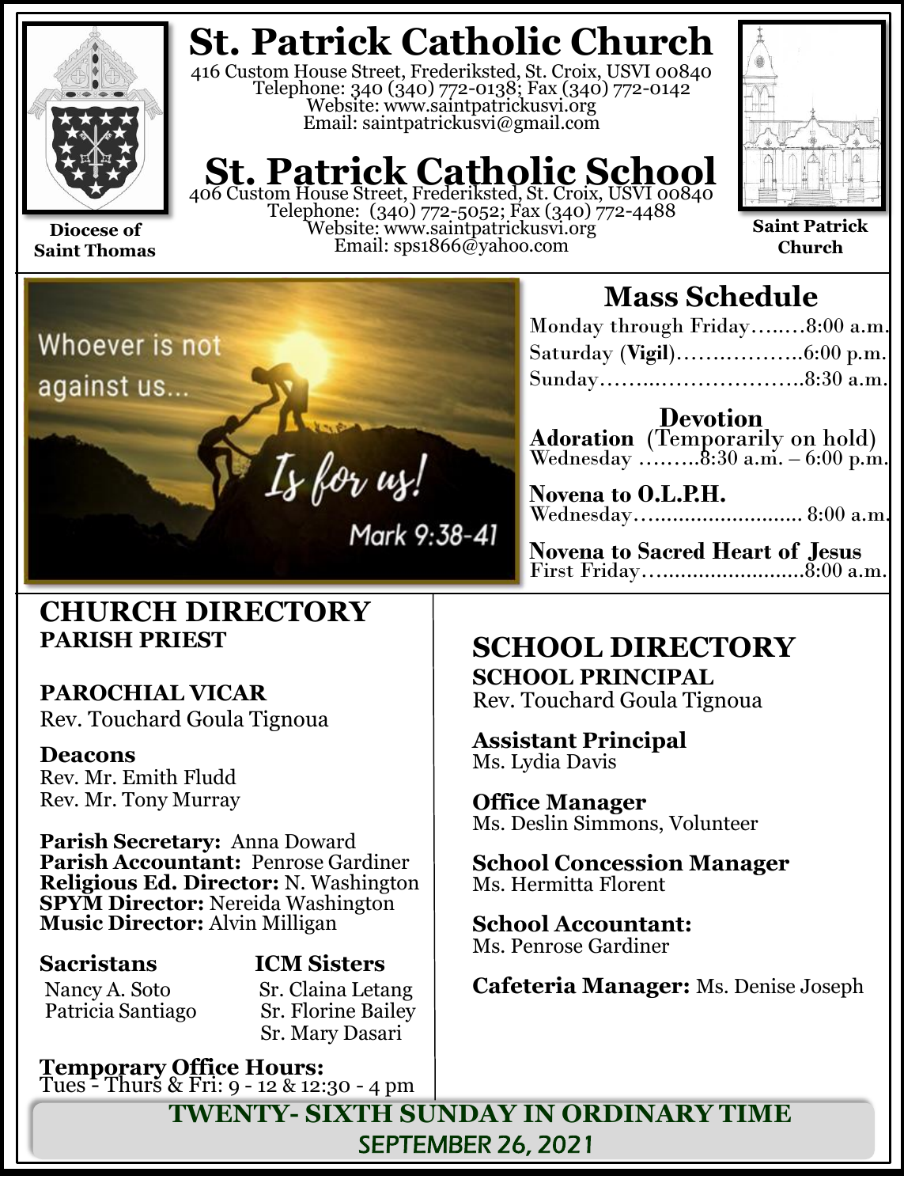# St. Patrick Catholic Church

416 Custom House Street, Frederiksted, St. Croix, USVI 00840
Telephone: 340 (340) 772-0138; Fax (340) 772-0142
Website: www.saintpatrickusvi.org
Email: saintpatrickusvi@gmail.com

# St. Patrick Catholic School

406 Custom House Street, Frederiksted, St. Croix, USVI 00840
Telephone: (340) 772-5052; Fax (340) 772-4488
Website: www.saintpatrickusvi.org
Email: sps1866@yahoo.com

**Diocese of Saint Thomas**

**Saint Patrick Church**

Whoever is not against us... Is for us!
Mark 9:38-41

## Mass Schedule

Monday through Friday…..…8:00 a.m.
Saturday (**Vigil**)……..………..6:00 p.m.
Sunday……...………………..8:30 a.m.

### Devotion

**Adoration** (Temporarily on hold)
Wednesday ………8:30 a.m. – 6:00 p.m.

**Novena to O.L.P.H.**
Wednesday…......................... 8:00 a.m.

**Novena to Sacred Heart of Jesus**
First Friday…......................8:00 a.m.

## CHURCH DIRECTORY

**PARISH PRIEST**

**PAROCHIAL VICAR**
Rev. Touchard Goula Tignoua

**Deacons**
Rev. Mr. Emith Fludd
Rev. Mr. Tony Murray

**Parish Secretary:** Anna Doward
**Parish Accountant:** Penrose Gardiner
**Religious Ed. Director:** N. Washington
**SPYM Director:** Nereida Washington
**Music Director:** Alvin Milligan

**Sacristans**
Nancy A. Soto
Patricia Santiago

**ICM Sisters**
Sr. Claina Letang
Sr. Florine Bailey
Sr. Mary Dasari

**Temporary Office Hours:**
Tues - Thurs & Fri: 9 - 12 & 12:30 - 4 pm

## SCHOOL DIRECTORY

**SCHOOL PRINCIPAL**
Rev. Touchard Goula Tignoua

**Assistant Principal**
Ms. Lydia Davis

**Office Manager**
Ms. Deslin Simmons, Volunteer

**School Concession Manager**
Ms. Hermitta Florent

**School Accountant:**
Ms. Penrose Gardiner

**Cafeteria Manager:** Ms. Denise Joseph

## TWENTY- SIXTH SUNDAY IN ORDINARY TIME

SEPTEMBER 26, 2021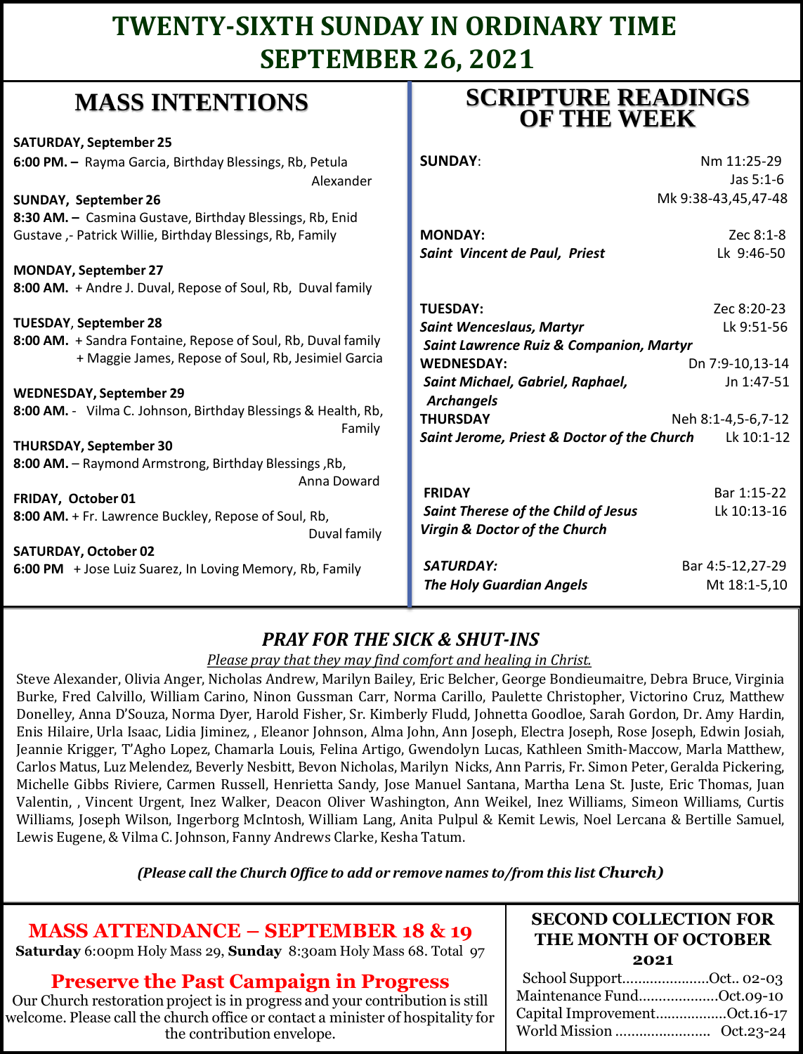# TWENTY-SIXTH SUNDAY IN ORDINARY TIME
# SEPTEMBER 26, 2021

## MASS INTENTIONS

**SATURDAY, September 25**
**6:00 PM. –** Rayma Garcia, Birthday Blessings, Rb, Petula Alexander

**SUNDAY, September 26**
**8:30 AM. –** Casmina Gustave, Birthday Blessings, Rb, Enid Gustave ,- Patrick Willie, Birthday Blessings, Rb, Family

**MONDAY, September 27**
**8:00 AM.** + Andre J. Duval, Repose of Soul, Rb, Duval family

**TUESDAY, September 28**
**8:00 AM.** + Sandra Fontaine, Repose of Soul, Rb, Duval family
+ Maggie James, Repose of Soul, Rb, Jesimiel Garcia

**WEDNESDAY, September 29**
**8:00 AM.** - Vilma C. Johnson, Birthday Blessings & Health, Rb, Family

**THURSDAY, September 30**
**8:00 AM.** – Raymond Armstrong, Birthday Blessings ,Rb, Anna Doward

**FRIDAY, October 01**
**8:00 AM.** + Fr. Lawrence Buckley, Repose of Soul, Rb, Duval family

**SATURDAY, October 02**
**6:00 PM** + Jose Luiz Suarez, In Loving Memory, Rb, Family

## SCRIPTURE READINGS OF THE WEEK

**SUNDAY**: Nm 11:25-29, Jas 5:1-6, Mk 9:38-43,45,47-48

**MONDAY:** Zec 8:1-8
***Saint Vincent de Paul, Priest*** Lk 9:46-50

**TUESDAY:** Zec 8:20-23
***Saint Wenceslaus, Martyr*** Lk 9:51-56
***Saint Lawrence Ruiz & Companion, Martyr***

**WEDNESDAY:** Dn 7:9-10,13-14
***Saint Michael, Gabriel, Raphael, Archangels*** Jn 1:47-51

**THURSDAY** Neh 8:1-4,5-6,7-12
***Saint Jerome, Priest & Doctor of the Church*** Lk 10:1-12

**FRIDAY** Bar 1:15-22
***Saint Therese of the Child of Jesus Virgin & Doctor of the Church*** Lk 10:13-16

***SATURDAY:*** Bar 4:5-12,27-29
***The Holy Guardian Angels*** Mt 18:1-5,10

## *PRAY FOR THE SICK & SHUT-INS*

*Please pray that they may find comfort and healing in Christ.*

Steve Alexander, Olivia Anger, Nicholas Andrew, Marilyn Bailey, Eric Belcher, George Bondieumaitre, Debra Bruce, Virginia Burke, Fred Calvillo, William Carino, Ninon Gussman Carr, Norma Carillo, Paulette Christopher, Victorino Cruz, Matthew Donelley, Anna D'Souza, Norma Dyer, Harold Fisher, Sr. Kimberly Fludd, Johnetta Goodloe, Sarah Gordon, Dr. Amy Hardin, Enis Hilaire, Urla Isaac, Lidia Jiminez, , Eleanor Johnson, Alma John, Ann Joseph, Electra Joseph, Rose Joseph, Edwin Josiah, Jeannie Krigger, T'Agho Lopez, Chamarla Louis, Felina Artigo, Gwendolyn Lucas, Kathleen Smith-Maccow, Marla Matthew, Carlos Matus, Luz Melendez, Beverly Nesbitt, Bevon Nicholas, Marilyn Nicks, Ann Parris, Fr. Simon Peter, Geralda Pickering, Michelle Gibbs Riviere, Carmen Russell, Henrietta Sandy, Jose Manuel Santana, Martha Lena St. Juste, Eric Thomas, Juan Valentin, , Vincent Urgent, Inez Walker, Deacon Oliver Washington, Ann Weikel, Inez Williams, Simeon Williams, Curtis Williams, Joseph Wilson, Ingerborg McIntosh, William Lang, Anita Pulpul & Kemit Lewis, Noel Lercana & Bertille Samuel, Lewis Eugene, & Vilma C. Johnson, Fanny Andrews Clarke, Kesha Tatum.

***(Please call the Church Office to add or remove names to/from this list Church)***

## MASS ATTENDANCE – SEPTEMBER 18 & 19

**Saturday** 6:00pm Holy Mass 29, **Sunday** 8:30am Holy Mass 68. Total 97

## Preserve the Past Campaign in Progress

Our Church restoration project is in progress and your contribution is still welcome. Please call the church office or contact a minister of hospitality for the contribution envelope.

## SECOND COLLECTION FOR THE MONTH OF OCTOBER 2021

School Support......................Oct.. 02-03
Maintenance Fund....................Oct.09-10
Capital Improvement..................Oct.16-17
World Mission ........................ Oct.23-24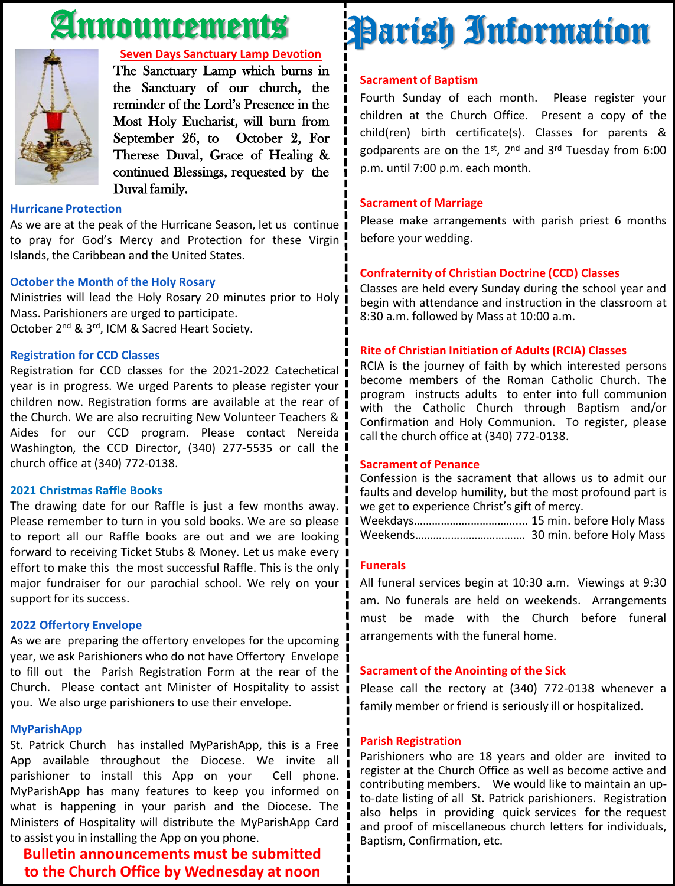# Announcements

## Seven Days Sanctuary Lamp Devotion

The Sanctuary Lamp which burns in the Sanctuary of our church, the reminder of the Lord's Presence in the Most Holy Eucharist, will burn from September 26, to October 2, For Therese Duval, Grace of Healing & continued Blessings, requested by the Duval family.

### Hurricane Protection

As we are at the peak of the Hurricane Season, let us continue to pray for God's Mercy and Protection for these Virgin Islands, the Caribbean and the United States.

### October the Month of the Holy Rosary

Ministries will lead the Holy Rosary 20 minutes prior to Holy Mass. Parishioners are urged to participate.
October 2nd & 3rd, ICM & Sacred Heart Society.

### Registration for CCD Classes

Registration for CCD classes for the 2021-2022 Catechetical year is in progress. We urged Parents to please register your children now. Registration forms are available at the rear of the Church. We are also recruiting New Volunteer Teachers & Aides for our CCD program. Please contact Nereida Washington, the CCD Director, (340) 277-5535 or call the church office at (340) 772-0138.

### 2021 Christmas Raffle Books

The drawing date for our Raffle is just a few months away. Please remember to turn in you sold books. We are so please to report all our Raffle books are out and we are looking forward to receiving Ticket Stubs & Money. Let us make every effort to make this the most successful Raffle. This is the only major fundraiser for our parochial school. We rely on your support for its success.

### 2022 Offertory Envelope

As we are preparing the offertory envelopes for the upcoming year, we ask Parishioners who do not have Offertory Envelope to fill out the Parish Registration Form at the rear of the Church. Please contact ant Minister of Hospitality to assist you. We also urge parishioners to use their envelope.

### MyParishApp

St. Patrick Church has installed MyParishApp, this is a Free App available throughout the Diocese. We invite all parishioner to install this App on your Cell phone. MyParishApp has many features to keep you informed on what is happening in your parish and the Diocese. The Ministers of Hospitality will distribute the MyParishApp Card to assist you in installing the App on you phone.

**Bulletin announcements must be submitted to the Church Office by Wednesday at noon**

# Parish Information

### Sacrament of Baptism

Fourth Sunday of each month. Please register your children at the Church Office. Present a copy of the child(ren) birth certificate(s). Classes for parents & godparents are on the 1st, 2nd and 3rd Tuesday from 6:00 p.m. until 7:00 p.m. each month.

### Sacrament of Marriage

Please make arrangements with parish priest 6 months before your wedding.

### Confraternity of Christian Doctrine (CCD) Classes

Classes are held every Sunday during the school year and begin with attendance and instruction in the classroom at 8:30 a.m. followed by Mass at 10:00 a.m.

### Rite of Christian Initiation of Adults (RCIA) Classes

RCIA is the journey of faith by which interested persons become members of the Roman Catholic Church. The program instructs adults to enter into full communion with the Catholic Church through Baptism and/or Confirmation and Holy Communion. To register, please call the church office at (340) 772-0138.

### Sacrament of Penance

Confession is the sacrament that allows us to admit our faults and develop humility, but the most profound part is we get to experience Christ's gift of mercy.

Weekdays................................... 15 min. before Holy Mass
Weekends.................................. 30 min. before Holy Mass

### Funerals

All funeral services begin at 10:30 a.m. Viewings at 9:30 am. No funerals are held on weekends. Arrangements must be made with the Church before funeral arrangements with the funeral home.

### Sacrament of the Anointing of the Sick

Please call the rectory at (340) 772-0138 whenever a family member or friend is seriously ill or hospitalized.

### Parish Registration

Parishioners who are 18 years and older are invited to register at the Church Office as well as become active and contributing members. We would like to maintain an up-to-date listing of all St. Patrick parishioners. Registration also helps in providing quick services for the request and proof of miscellaneous church letters for individuals, Baptism, Confirmation, etc.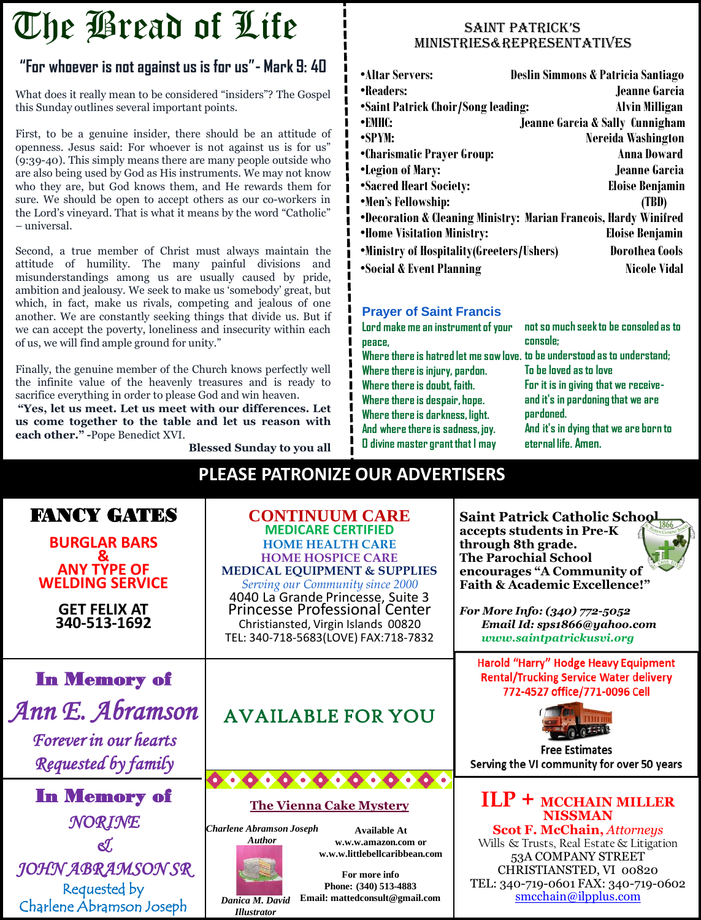# The Bread of Life

## "For whoever is not against us is for us" - Mark 9: 40

What does it really mean to be considered "insiders"? The Gospel this Sunday outlines several important points.

First, to be a genuine insider, there should be an attitude of openness. Jesus said: For whoever is not against us is for us" (9:39-40). This simply means there are many people outside who are also being used by God as His instruments. We may not know who they are, but God knows them, and He rewards them for sure. We should be open to accept others as our co-workers in the Lord's vineyard. That is what it means by the word "Catholic" – universal.

Second, a true member of Christ must always maintain the attitude of humility. The many painful divisions and misunderstandings among us are usually caused by pride, ambition and jealousy. We seek to make us 'somebody' great, but which, in fact, make us rivals, competing and jealous of one another. We are constantly seeking things that divide us. But if we can accept the poverty, loneliness and insecurity within each of us, we will find ample ground for unity."

Finally, the genuine member of the Church knows perfectly well the infinite value of the heavenly treasures and is ready to sacrifice everything in order to please God and win heaven.

**"Yes, let us meet. Let us meet with our differences. Let us come together to the table and let us reason with each other."** -Pope Benedict XVI.

**Blessed Sunday to you all**

## SAINT PATRICK'S MINISTRIES&REPRESENTATIVES

- **Altar Servers:** Deslin Simmons & Patricia Santiago
- **Readers:** Jeanne Garcia
- **Saint Patrick Choir/Song leading:** Alvin Milligan
- **EMHC:** Jeanne Garcia & Sally Cunnigham
- **SPYM:** Nereida Washington
- **Charismatic Prayer Group:** Anna Doward
- **Legion of Mary:** Jeanne Garcia
- **Sacred Heart Society:** Eloise Benjamin
- **Men's Fellowship:** (TBD)
- **Decoration & Cleaning Ministry:** Marian Francois, Hardy Winifred
- **Home Visitation Ministry:** Eloise Benjamin
- **Ministry of Hospitality(Greeters/Ushers)** Dorothea Cools
- **Social & Event Planning** Nicole Vidal

### Prayer of Saint Francis

Lord make me an instrument of your peace,
Where there is hatred let me sow love.
Where there is injury, pardon.
Where there is doubt, faith.
Where there is despair, hope.
Where there is darkness, light.
And where there is sadness, joy.
O divine master grant that I may
not so much seek to be consoled as to console;
to be understood as to understand;
To be loved as to love
For it is in giving that we receive-
and it's in pardoning that we are pardoned.
And it's in dying that we are born to eternal life. Amen.

## PLEASE PATRONIZE OUR ADVERTISERS

**FANCY GATES**
BURGLAR BARS
&
ANY TYPE OF WELDING SERVICE
GET FELIX AT
340-513-1692

**CONTINUUM CARE**
MEDICARE CERTIFIED
HOME HEALTH CARE
HOME HOSPICE CARE
MEDICAL EQUIPMENT & SUPPLIES
*Serving our Community since 2000*
4040 La Grande Princesse, Suite 3
Princesse Professional Center
Christiansted, Virgin Islands 00820
TEL: 340-718-5683(LOVE) FAX:718-7832

**Saint Patrick Catholic School accepts students in Pre-K through 8th grade. The Parochial School encourages "A Community of Faith & Academic Excellence!"**
*For More Info: (340) 772-5052*
*Email Id: sps1866@yahoo.com*
*www.saintpatrickusvi.org*

**In Memory of**
*Ann E. Abramson*
*Forever in our hearts*
*Requested by family*

AVAILABLE FOR YOU

Harold "Harry" Hodge Heavy Equipment Rental/Trucking Service Water delivery
772-4527 office/771-0096 Cell
Free Estimates
Serving the VI community for over 50 years

**In Memory of**
*NORINE*
*&*
*JOHN ABRAMSON SR*
Requested by
Charlene Abramson Joseph

**The Vienna Cake Mystery**
*Charlene Abramson Joseph*
*Author*
*Danica M. David*
*Illustrator*
Available At
w.w.w.amazon.com or
w.w.w.littlebellcaribbean.com
For more info
Phone: (340) 513-4883
Email: mattedconsult@gmail.com

**ILP + MCCHAIN MILLER NISSMAN**
**Scot F. McChain,** *Attorneys*
Wills & Trusts, Real Estate & Litigation
53A COMPANY STREET
CHRISTIANSTED, VI 00820
TEL: 340-719-0601 FAX: 340-719-0602
smcchain@ilpplus.com